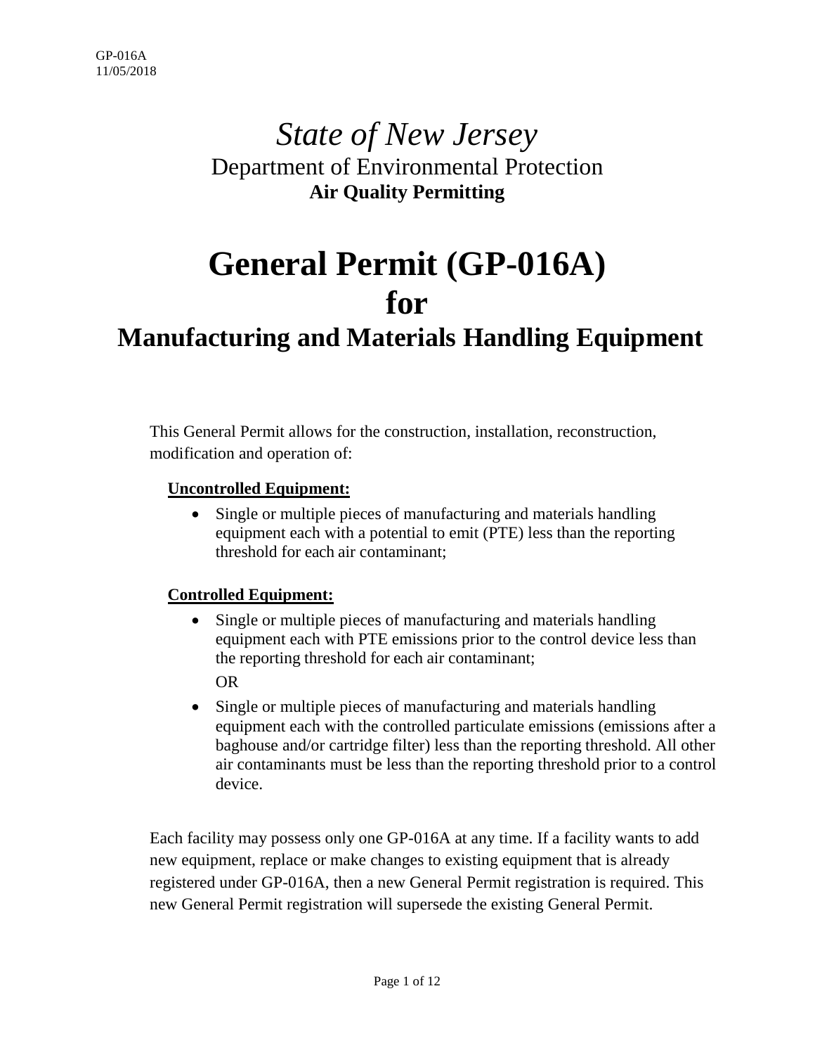GP-016A
11/05/2018

*State of New Jersey*
Department of Environmental Protection
**Air Quality Permitting**

# General Permit (GP-016A) for Manufacturing and Materials Handling Equipment

This General Permit allows for the construction, installation, reconstruction, modification and operation of:

**Uncontrolled Equipment:**

- Single or multiple pieces of manufacturing and materials handling equipment each with a potential to emit (PTE) less than the reporting threshold for each air contaminant;

**Controlled Equipment:**

- Single or multiple pieces of manufacturing and materials handling equipment each with PTE emissions prior to the control device less than the reporting threshold for each air contaminant;

  OR

- Single or multiple pieces of manufacturing and materials handling equipment each with the controlled particulate emissions (emissions after a baghouse and/or cartridge filter) less than the reporting threshold. All other air contaminants must be less than the reporting threshold prior to a control device.

Each facility may possess only one GP-016A at any time. If a facility wants to add new equipment, replace or make changes to existing equipment that is already registered under GP-016A, then a new General Permit registration is required. This new General Permit registration will supersede the existing General Permit.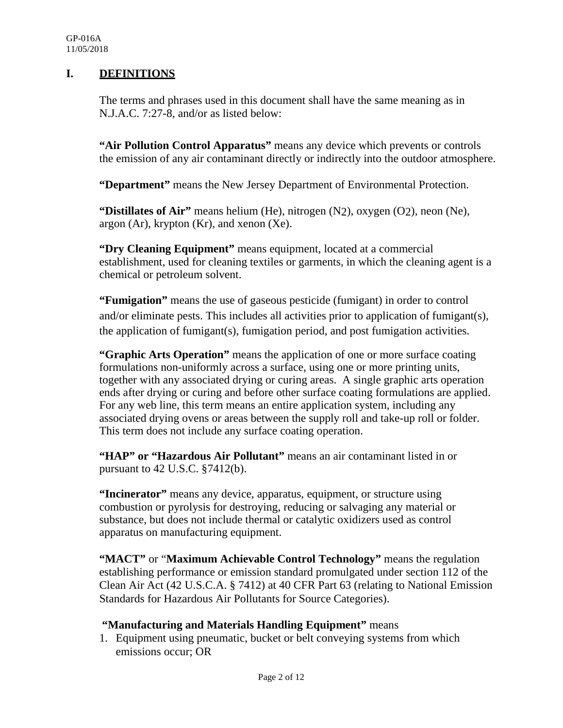## I. DEFINITIONS

The terms and phrases used in this document shall have the same meaning as in N.J.A.C. 7:27-8, and/or as listed below:

**"Air Pollution Control Apparatus"** means any device which prevents or controls the emission of any air contaminant directly or indirectly into the outdoor atmosphere.

**"Department"** means the New Jersey Department of Environmental Protection.

**"Distillates of Air"** means helium (He), nitrogen ($N_2$), oxygen ($O_2$), neon (Ne), argon (Ar), krypton (Kr), and xenon (Xe).

**"Dry Cleaning Equipment"** means equipment, located at a commercial establishment, used for cleaning textiles or garments, in which the cleaning agent is a chemical or petroleum solvent.

**"Fumigation"** means the use of gaseous pesticide (fumigant) in order to control and/or eliminate pests. This includes all activities prior to application of fumigant(s), the application of fumigant(s), fumigation period, and post fumigation activities.

**"Graphic Arts Operation"** means the application of one or more surface coating formulations non-uniformly across a surface, using one or more printing units, together with any associated drying or curing areas. A single graphic arts operation ends after drying or curing and before other surface coating formulations are applied. For any web line, this term means an entire application system, including any associated drying ovens or areas between the supply roll and take-up roll or folder. This term does not include any surface coating operation.

**"HAP" or "Hazardous Air Pollutant"** means an air contaminant listed in or pursuant to 42 U.S.C. §7412(b).

**"Incinerator"** means any device, apparatus, equipment, or structure using combustion or pyrolysis for destroying, reducing or salvaging any material or substance, but does not include thermal or catalytic oxidizers used as control apparatus on manufacturing equipment.

**"MACT"** or "**Maximum Achievable Control Technology"** means the regulation establishing performance or emission standard promulgated under section 112 of the Clean Air Act (42 U.S.C.A. § 7412) at 40 CFR Part 63 (relating to National Emission Standards for Hazardous Air Pollutants for Source Categories).

**"Manufacturing and Materials Handling Equipment"** means

1. Equipment using pneumatic, bucket or belt conveying systems from which emissions occur; OR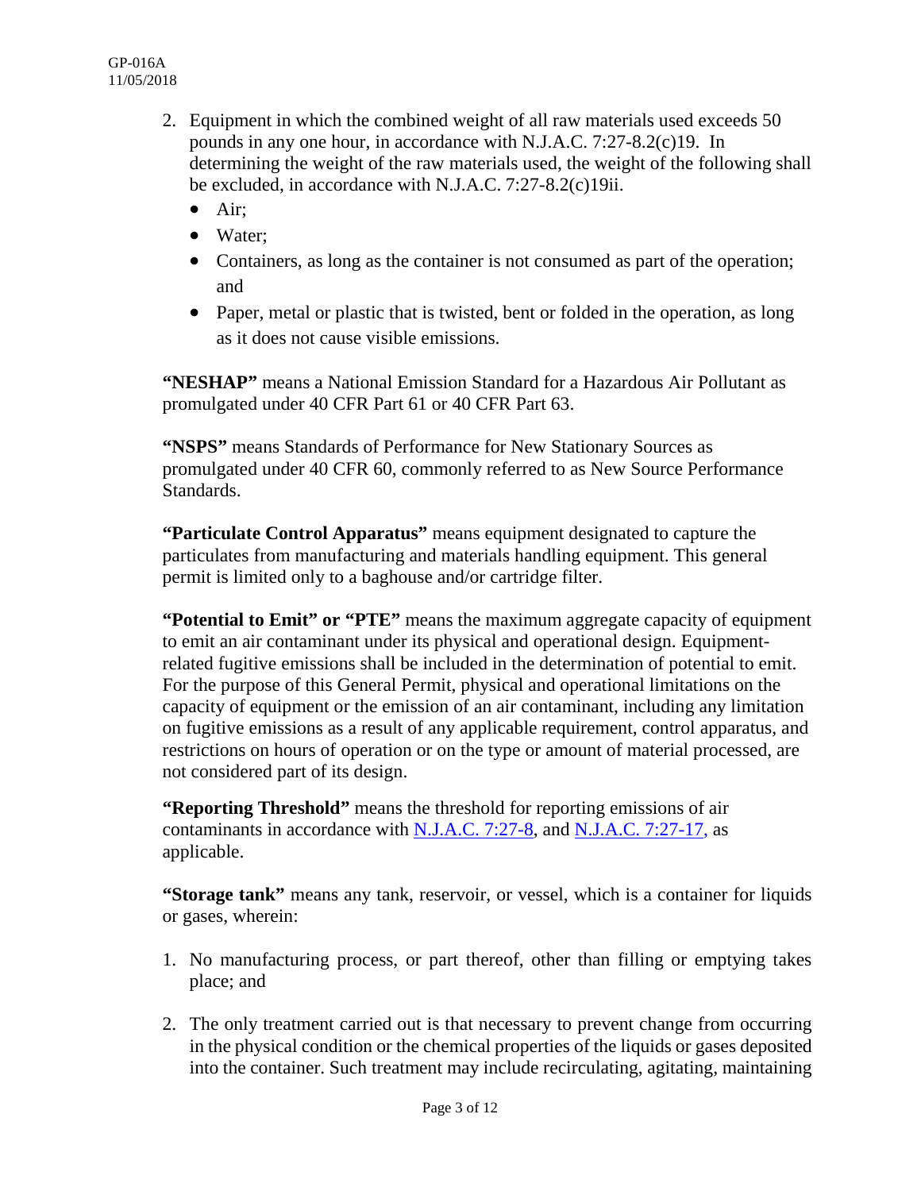2. Equipment in which the combined weight of all raw materials used exceeds 50 pounds in any one hour, in accordance with N.J.A.C. 7:27-8.2(c)19. In determining the weight of the raw materials used, the weight of the following shall be excluded, in accordance with N.J.A.C. 7:27-8.2(c)19ii.
   - Air;
   - Water;
   - Containers, as long as the container is not consumed as part of the operation; and
   - Paper, metal or plastic that is twisted, bent or folded in the operation, as long as it does not cause visible emissions.

**"NESHAP"** means a National Emission Standard for a Hazardous Air Pollutant as promulgated under 40 CFR Part 61 or 40 CFR Part 63.

**"NSPS"** means Standards of Performance for New Stationary Sources as promulgated under 40 CFR 60, commonly referred to as New Source Performance Standards.

**"Particulate Control Apparatus"** means equipment designated to capture the particulates from manufacturing and materials handling equipment. This general permit is limited only to a baghouse and/or cartridge filter.

**"Potential to Emit" or "PTE"** means the maximum aggregate capacity of equipment to emit an air contaminant under its physical and operational design. Equipment-related fugitive emissions shall be included in the determination of potential to emit. For the purpose of this General Permit, physical and operational limitations on the capacity of equipment or the emission of an air contaminant, including any limitation on fugitive emissions as a result of any applicable requirement, control apparatus, and restrictions on hours of operation or on the type or amount of material processed, are not considered part of its design.

**"Reporting Threshold"** means the threshold for reporting emissions of air contaminants in accordance with N.J.A.C. 7:27-8, and N.J.A.C. 7:27-17, as applicable.

**"Storage tank"** means any tank, reservoir, or vessel, which is a container for liquids or gases, wherein:

1. No manufacturing process, or part thereof, other than filling or emptying takes place; and

2. The only treatment carried out is that necessary to prevent change from occurring in the physical condition or the chemical properties of the liquids or gases deposited into the container. Such treatment may include recirculating, agitating, maintaining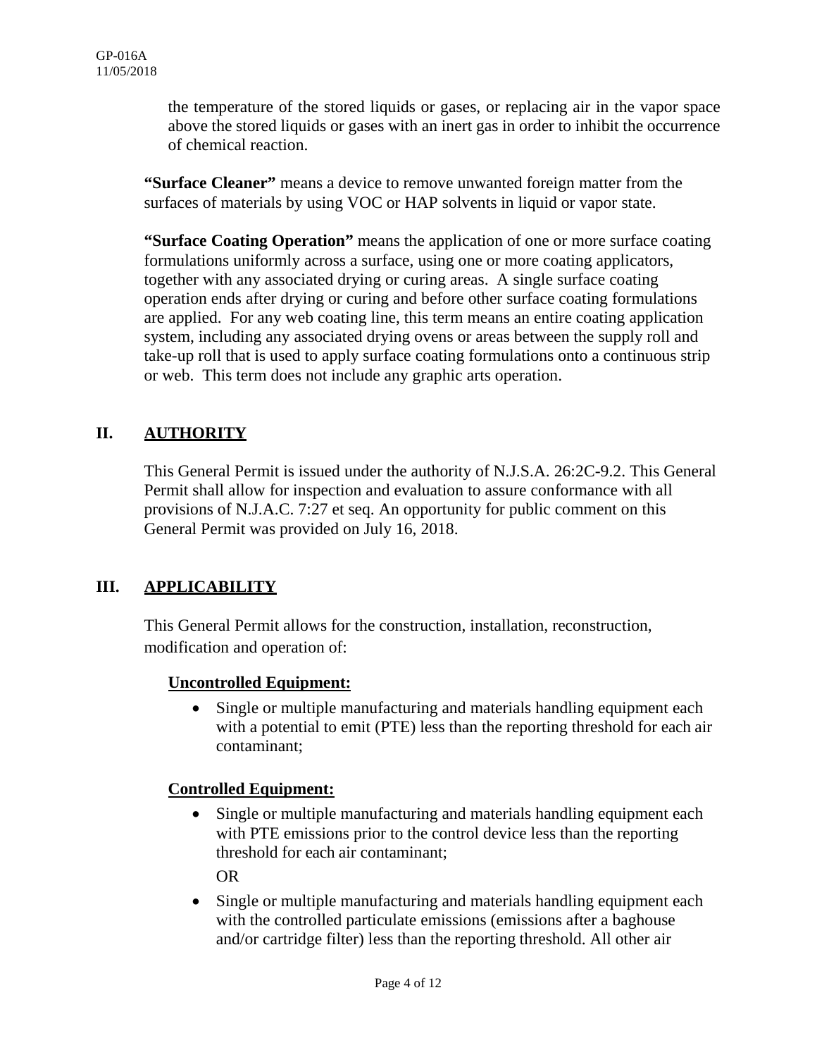the temperature of the stored liquids or gases, or replacing air in the vapor space above the stored liquids or gases with an inert gas in order to inhibit the occurrence of chemical reaction.

**"Surface Cleaner"** means a device to remove unwanted foreign matter from the surfaces of materials by using VOC or HAP solvents in liquid or vapor state.

**"Surface Coating Operation"** means the application of one or more surface coating formulations uniformly across a surface, using one or more coating applicators, together with any associated drying or curing areas. A single surface coating operation ends after drying or curing and before other surface coating formulations are applied. For any web coating line, this term means an entire coating application system, including any associated drying ovens or areas between the supply roll and take-up roll that is used to apply surface coating formulations onto a continuous strip or web. This term does not include any graphic arts operation.

## II. AUTHORITY

This General Permit is issued under the authority of N.J.S.A. 26:2C-9.2. This General Permit shall allow for inspection and evaluation to assure conformance with all provisions of N.J.A.C. 7:27 et seq. An opportunity for public comment on this General Permit was provided on July 16, 2018.

## III. APPLICABILITY

This General Permit allows for the construction, installation, reconstruction, modification and operation of:

**Uncontrolled Equipment:**

- Single or multiple manufacturing and materials handling equipment each with a potential to emit (PTE) less than the reporting threshold for each air contaminant;

**Controlled Equipment:**

- Single or multiple manufacturing and materials handling equipment each with PTE emissions prior to the control device less than the reporting threshold for each air contaminant;

  OR

- Single or multiple manufacturing and materials handling equipment each with the controlled particulate emissions (emissions after a baghouse and/or cartridge filter) less than the reporting threshold. All other air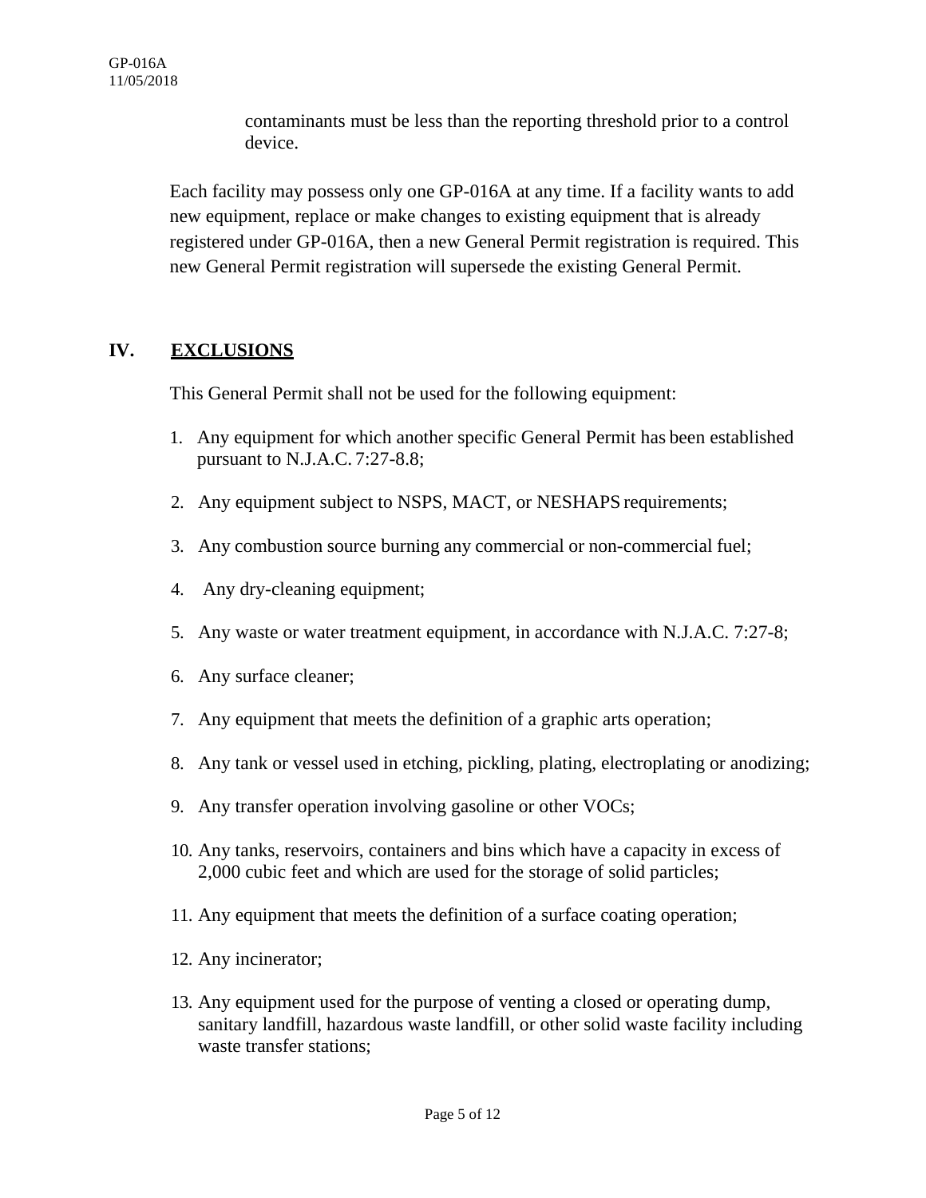contaminants must be less than the reporting threshold prior to a control device.

Each facility may possess only one GP-016A at any time. If a facility wants to add new equipment, replace or make changes to existing equipment that is already registered under GP-016A, then a new General Permit registration is required. This new General Permit registration will supersede the existing General Permit.

## IV. <u>EXCLUSIONS</u>

This General Permit shall not be used for the following equipment:

1. Any equipment for which another specific General Permit has been established pursuant to N.J.A.C. 7:27-8.8;
2. Any equipment subject to NSPS, MACT, or NESHAPS requirements;
3. Any combustion source burning any commercial or non-commercial fuel;
4. Any dry-cleaning equipment;
5. Any waste or water treatment equipment, in accordance with N.J.A.C. 7:27-8;
6. Any surface cleaner;
7. Any equipment that meets the definition of a graphic arts operation;
8. Any tank or vessel used in etching, pickling, plating, electroplating or anodizing;
9. Any transfer operation involving gasoline or other VOCs;
10. Any tanks, reservoirs, containers and bins which have a capacity in excess of 2,000 cubic feet and which are used for the storage of solid particles;
11. Any equipment that meets the definition of a surface coating operation;
12. Any incinerator;
13. Any equipment used for the purpose of venting a closed or operating dump, sanitary landfill, hazardous waste landfill, or other solid waste facility including waste transfer stations;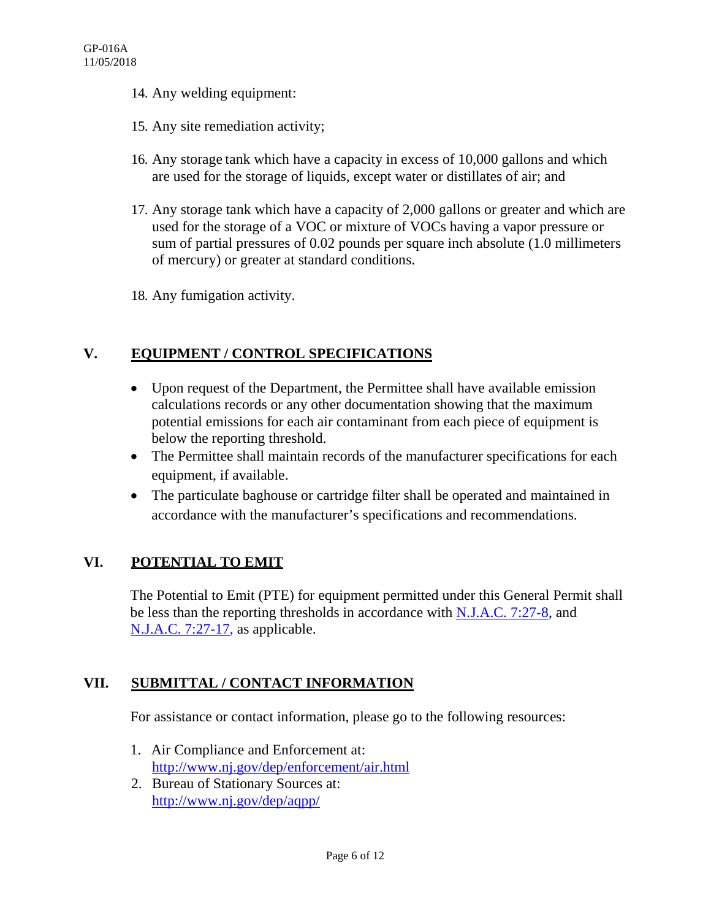14. Any welding equipment:

15. Any site remediation activity;

16. Any storage tank which have a capacity in excess of 10,000 gallons and which are used for the storage of liquids, except water or distillates of air; and

17. Any storage tank which have a capacity of 2,000 gallons or greater and which are used for the storage of a VOC or mixture of VOCs having a vapor pressure or sum of partial pressures of 0.02 pounds per square inch absolute (1.0 millimeters of mercury) or greater at standard conditions.

18. Any fumigation activity.

## V. EQUIPMENT / CONTROL SPECIFICATIONS

- Upon request of the Department, the Permittee shall have available emission calculations records or any other documentation showing that the maximum potential emissions for each air contaminant from each piece of equipment is below the reporting threshold.
- The Permittee shall maintain records of the manufacturer specifications for each equipment, if available.
- The particulate baghouse or cartridge filter shall be operated and maintained in accordance with the manufacturer's specifications and recommendations.

## VI. POTENTIAL TO EMIT

The Potential to Emit (PTE) for equipment permitted under this General Permit shall be less than the reporting thresholds in accordance with N.J.A.C. 7:27-8, and N.J.A.C. 7:27-17, as applicable.

## VII. SUBMITTAL / CONTACT INFORMATION

For assistance or contact information, please go to the following resources:

1. Air Compliance and Enforcement at: http://www.nj.gov/dep/enforcement/air.html
2. Bureau of Stationary Sources at: http://www.nj.gov/dep/aqpp/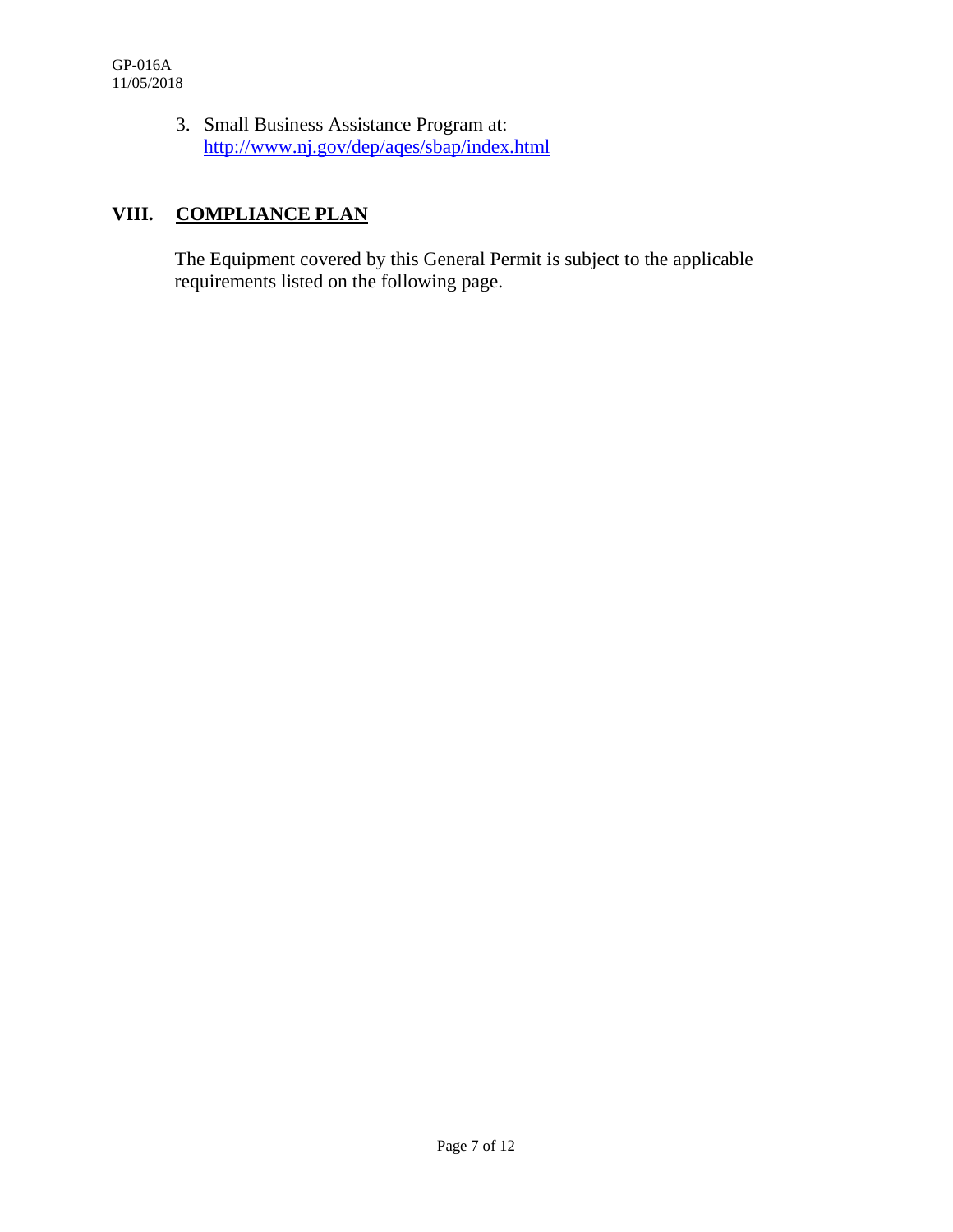3. Small Business Assistance Program at: http://www.nj.gov/dep/aqes/sbap/index.html

## VIII. COMPLIANCE PLAN

The Equipment covered by this General Permit is subject to the applicable requirements listed on the following page.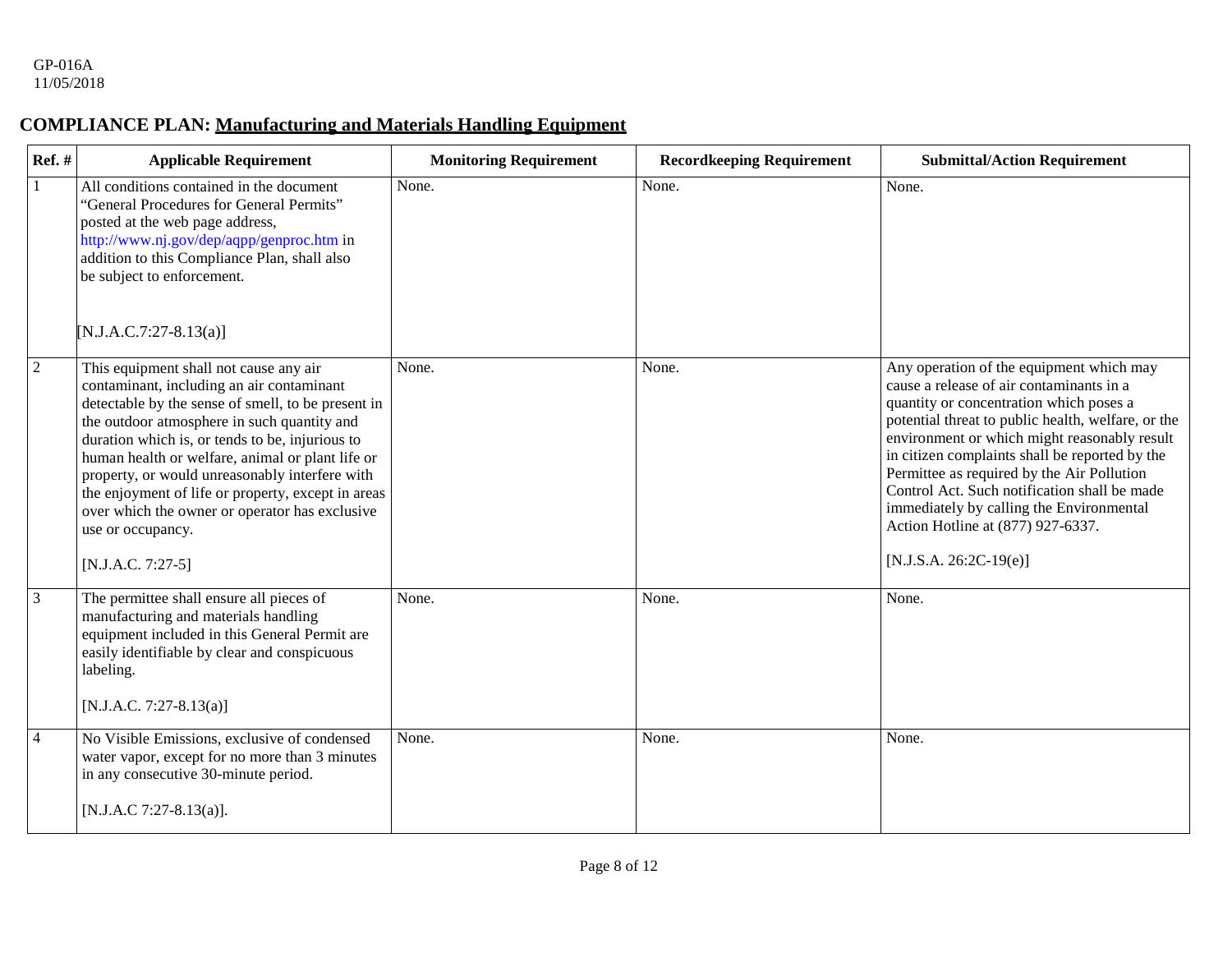GP-016A
11/05/2018

## COMPLIANCE PLAN: Manufacturing and Materials Handling Equipment

| Ref. # | Applicable Requirement | Monitoring Requirement | Recordkeeping Requirement | Submittal/Action Requirement |
|---|---|---|---|---|
| 1 | All conditions contained in the document "General Procedures for General Permits" posted at the web page address, http://www.nj.gov/dep/aqpp/genproc.htm in addition to this Compliance Plan, shall also be subject to enforcement. [N.J.A.C.7:27-8.13(a)] | None. | None. | None. |
| 2 | This equipment shall not cause any air contaminant, including an air contaminant detectable by the sense of smell, to be present in the outdoor atmosphere in such quantity and duration which is, or tends to be, injurious to human health or welfare, animal or plant life or property, or would unreasonably interfere with the enjoyment of life or property, except in areas over which the owner or operator has exclusive use or occupancy. [N.J.A.C. 7:27-5] | None. | None. | Any operation of the equipment which may cause a release of air contaminants in a quantity or concentration which poses a potential threat to public health, welfare, or the environment or which might reasonably result in citizen complaints shall be reported by the Permittee as required by the Air Pollution Control Act. Such notification shall be made immediately by calling the Environmental Action Hotline at (877) 927-6337. [N.J.S.A. 26:2C-19(e)] |
| 3 | The permittee shall ensure all pieces of manufacturing and materials handling equipment included in this General Permit are easily identifiable by clear and conspicuous labeling. [N.J.A.C. 7:27-8.13(a)] | None. | None. | None. |
| 4 | No Visible Emissions, exclusive of condensed water vapor, except for no more than 3 minutes in any consecutive 30-minute period. [N.J.A.C 7:27-8.13(a)]. | None. | None. | None. |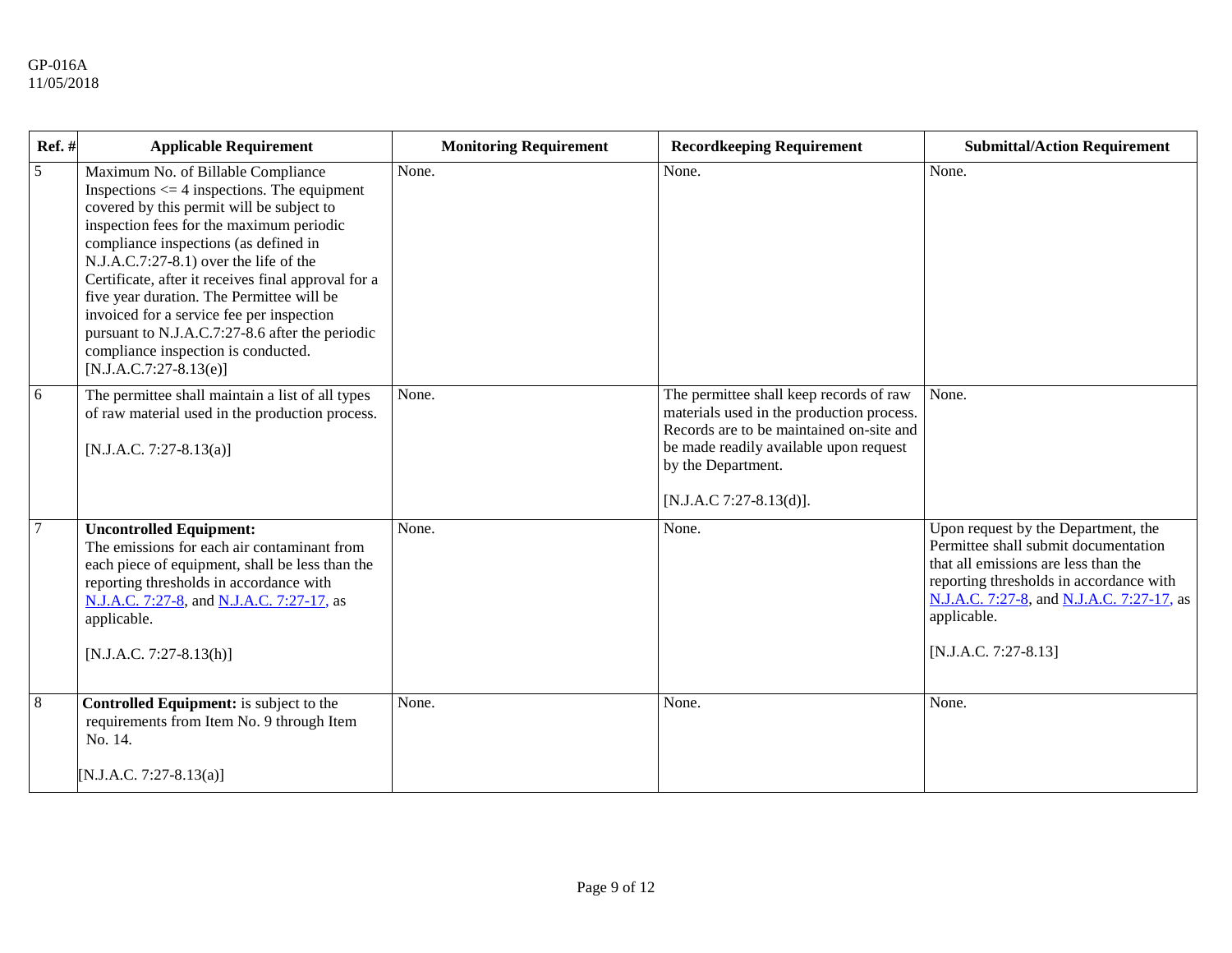| Ref. # | Applicable Requirement | Monitoring Requirement | Recordkeeping Requirement | Submittal/Action Requirement |
|---|---|---|---|---|
| 5 | Maximum No. of Billable Compliance Inspections <= 4 inspections. The equipment covered by this permit will be subject to inspection fees for the maximum periodic compliance inspections (as defined in N.J.A.C.7:27-8.1) over the life of the Certificate, after it receives final approval for a five year duration. The Permittee will be invoiced for a service fee per inspection pursuant to N.J.A.C.7:27-8.6 after the periodic compliance inspection is conducted. [N.J.A.C.7:27-8.13(e)] | None. | None. | None. |
| 6 | The permittee shall maintain a list of all types of raw material used in the production process. [N.J.A.C. 7:27-8.13(a)] | None. | The permittee shall keep records of raw materials used in the production process. Records are to be maintained on-site and be made readily available upon request by the Department. [N.J.A.C 7:27-8.13(d)]. | None. |
| 7 | **Uncontrolled Equipment:** The emissions for each air contaminant from each piece of equipment, shall be less than the reporting thresholds in accordance with N.J.A.C. 7:27-8, and N.J.A.C. 7:27-17, as applicable. [N.J.A.C. 7:27-8.13(h)] | None. | None. | Upon request by the Department, the Permittee shall submit documentation that all emissions are less than the reporting thresholds in accordance with N.J.A.C. 7:27-8, and N.J.A.C. 7:27-17, as applicable. [N.J.A.C. 7:27-8.13] |
| 8 | **Controlled Equipment:** is subject to the requirements from Item No. 9 through Item No. 14. [N.J.A.C. 7:27-8.13(a)] | None. | None. | None. |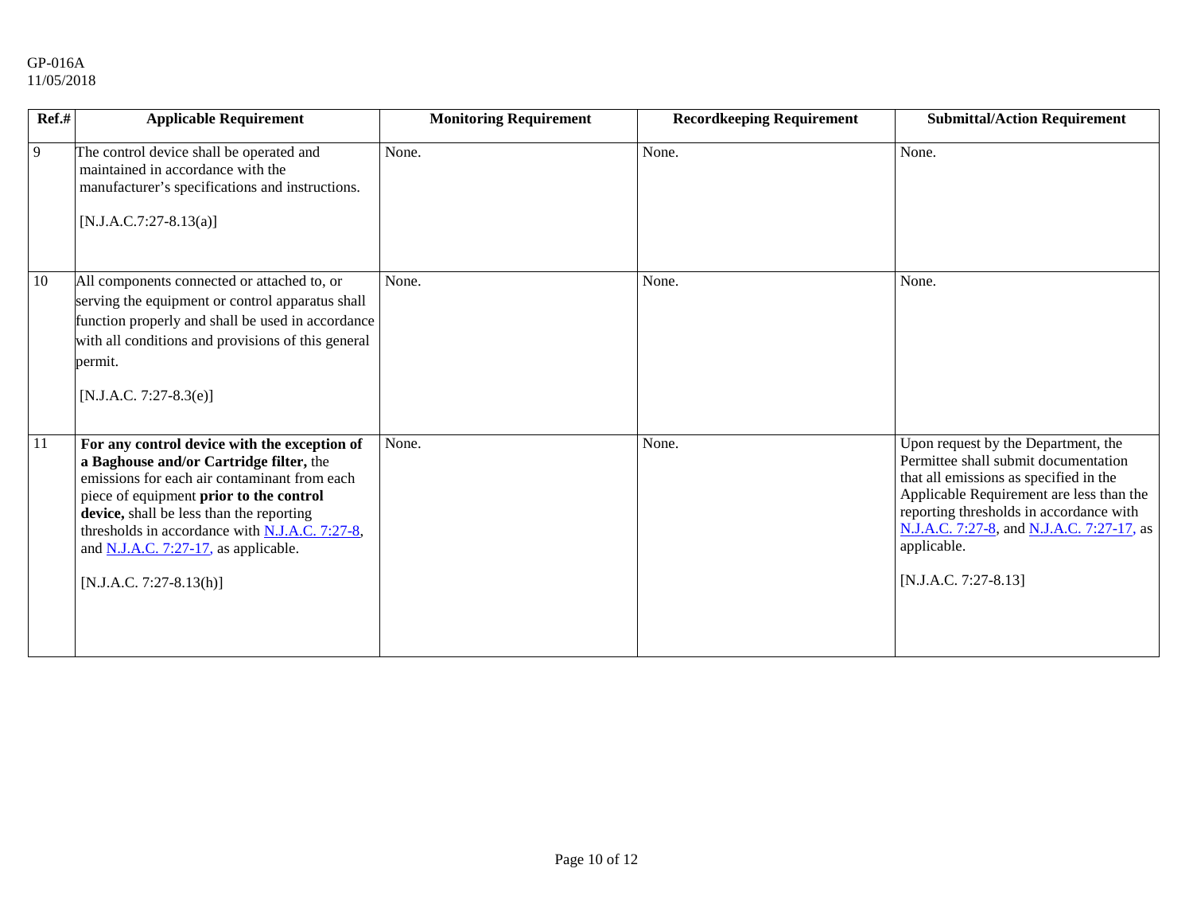| Ref.# | Applicable Requirement | Monitoring Requirement | Recordkeeping Requirement | Submittal/Action Requirement |
|---|---|---|---|---|
| 9 | The control device shall be operated and maintained in accordance with the manufacturer's specifications and instructions.<br><br>[N.J.A.C.7:27-8.13(a)] | None. | None. | None. |
| 10 | All components connected or attached to, or serving the equipment or control apparatus shall function properly and shall be used in accordance with all conditions and provisions of this general permit.<br><br>[N.J.A.C. 7:27-8.3(e)] | None. | None. | None. |
| 11 | **For any control device with the exception of a Baghouse and/or Cartridge filter,** the emissions for each air contaminant from each piece of equipment **prior to the control device,** shall be less than the reporting thresholds in accordance with N.J.A.C. 7:27-8, and N.J.A.C. 7:27-17, as applicable.<br><br>[N.J.A.C. 7:27-8.13(h)] | None. | None. | Upon request by the Department, the Permittee shall submit documentation that all emissions as specified in the Applicable Requirement are less than the reporting thresholds in accordance with N.J.A.C. 7:27-8, and N.J.A.C. 7:27-17, as applicable.<br><br>[N.J.A.C. 7:27-8.13] |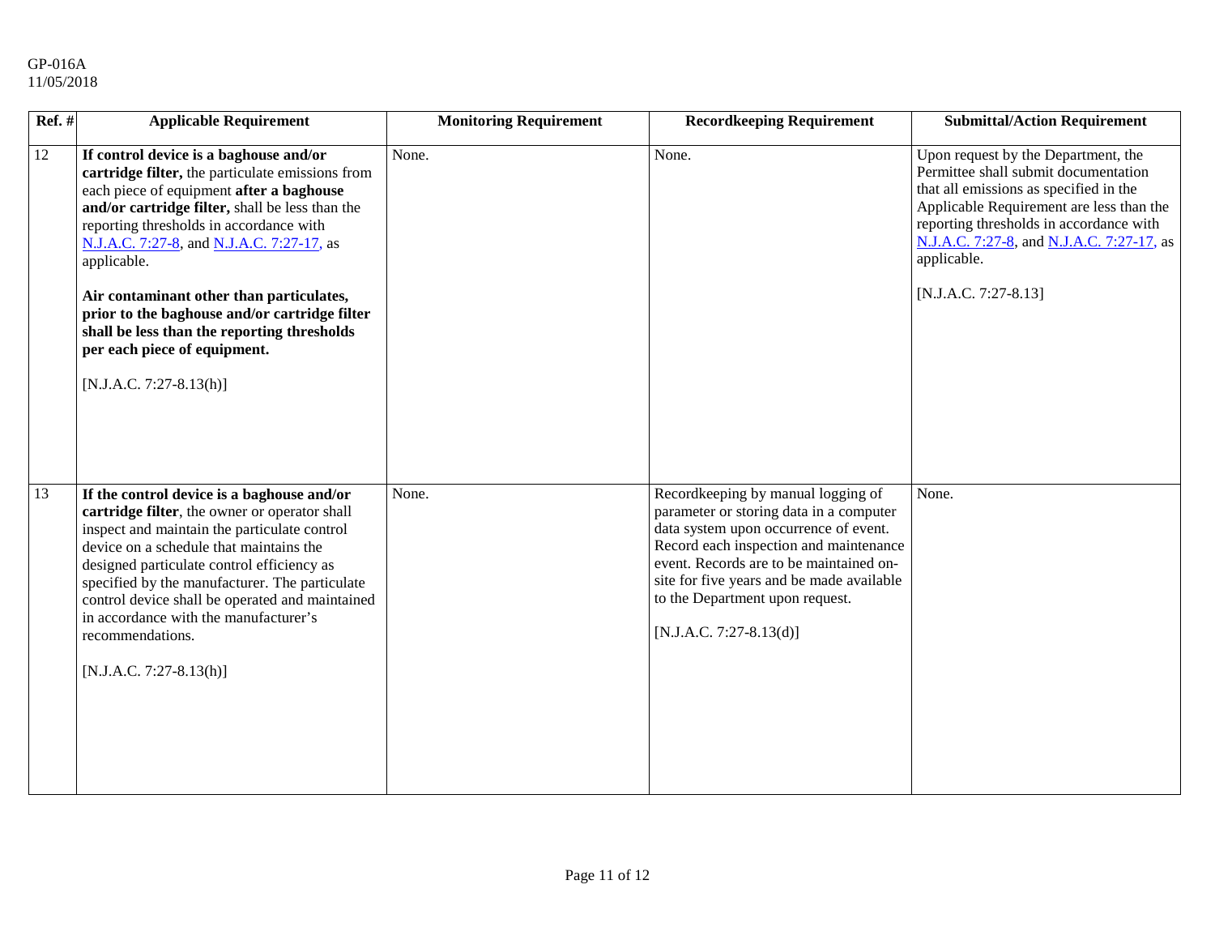| Ref. # | Applicable Requirement | Monitoring Requirement | Recordkeeping Requirement | Submittal/Action Requirement |
|---|---|---|---|---|
| 12 | **If control device is a baghouse and/or cartridge filter,** the particulate emissions from each piece of equipment **after a baghouse and/or cartridge filter,** shall be less than the reporting thresholds in accordance with N.J.A.C. 7:27-8, and N.J.A.C. 7:27-17, as applicable.<br><br>**Air contaminant other than particulates, prior to the baghouse and/or cartridge filter shall be less than the reporting thresholds per each piece of equipment.**<br><br>[N.J.A.C. 7:27-8.13(h)] | None. | None. | Upon request by the Department, the Permittee shall submit documentation that all emissions as specified in the Applicable Requirement are less than the reporting thresholds in accordance with N.J.A.C. 7:27-8, and N.J.A.C. 7:27-17, as applicable.<br><br>[N.J.A.C. 7:27-8.13] |
| 13 | **If the control device is a baghouse and/or cartridge filter**, the owner or operator shall inspect and maintain the particulate control device on a schedule that maintains the designed particulate control efficiency as specified by the manufacturer. The particulate control device shall be operated and maintained in accordance with the manufacturer's recommendations.<br><br>[N.J.A.C. 7:27-8.13(h)] | None. | Recordkeeping by manual logging of parameter or storing data in a computer data system upon occurrence of event. Record each inspection and maintenance event. Records are to be maintained on-site for five years and be made available to the Department upon request.<br><br>[N.J.A.C. 7:27-8.13(d)] | None. |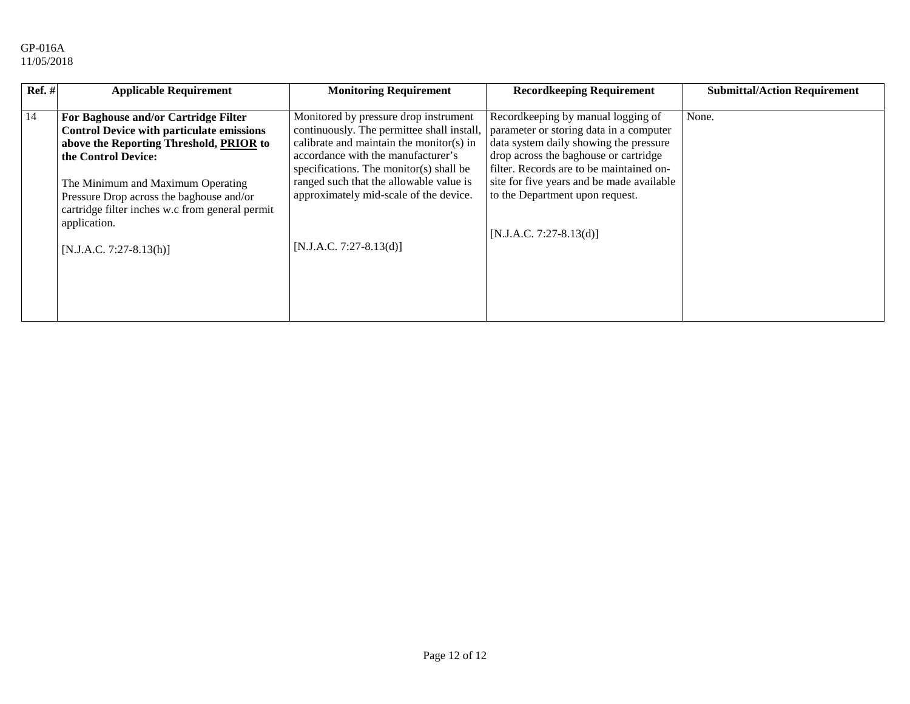| Ref. # | Applicable Requirement | Monitoring Requirement | Recordkeeping Requirement | Submittal/Action Requirement |
|---|---|---|---|---|
| 14 | **For Baghouse and/or Cartridge Filter Control Device with particulate emissions above the Reporting Threshold, PRIOR to the Control Device:**<br><br>The Minimum and Maximum Operating Pressure Drop across the baghouse and/or cartridge filter inches w.c from general permit application.<br><br>[N.J.A.C. 7:27-8.13(h)] | Monitored by pressure drop instrument continuously. The permittee shall install, calibrate and maintain the monitor(s) in accordance with the manufacturer's specifications. The monitor(s) shall be ranged such that the allowable value is approximately mid-scale of the device.<br><br>[N.J.A.C. 7:27-8.13(d)] | Recordkeeping by manual logging of parameter or storing data in a computer data system daily showing the pressure drop across the baghouse or cartridge filter. Records are to be maintained on-site for five years and be made available to the Department upon request.<br><br>[N.J.A.C. 7:27-8.13(d)] | None. |